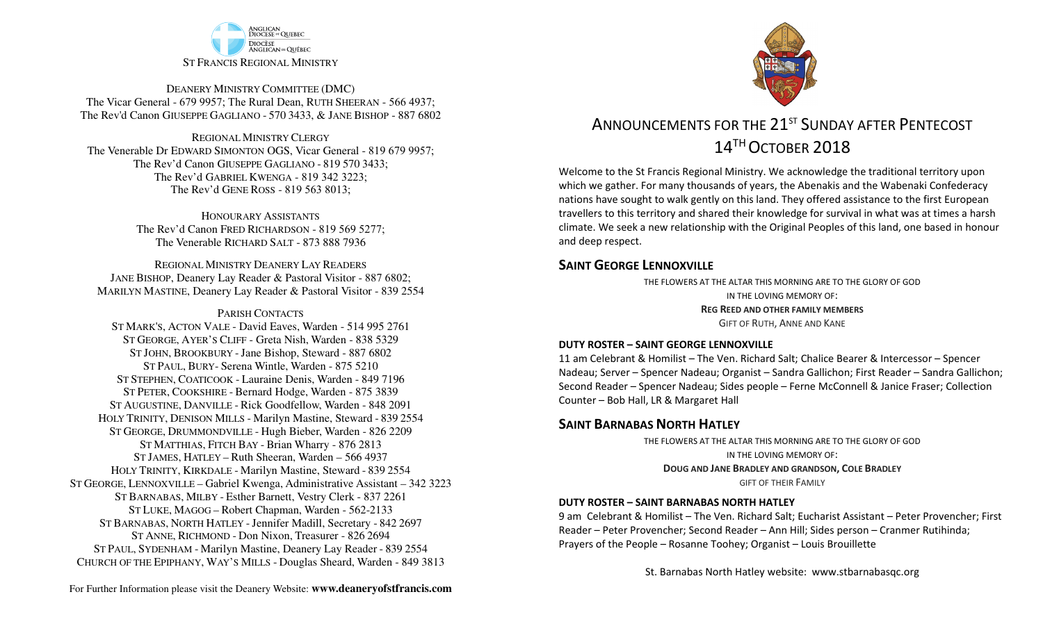ANGLICAN DIOCESE of QUEBEC
DIOCÈSE ANGLICAN du QUÉBEC

ST FRANCIS REGIONAL MINISTRY

DEANERY MINISTRY COMMITTEE (DMC)
The Vicar General - 679 9957; The Rural Dean, RUTH SHEERAN - 566 4937;
The Rev'd Canon GIUSEPPE GAGLIANO - 570 3433, & JANE BISHOP - 887 6802

REGIONAL MINISTRY CLERGY
The Venerable Dr EDWARD SIMONTON OGS, Vicar General - 819 679 9957;
The Rev'd Canon GIUSEPPE GAGLIANO - 819 570 3433;
The Rev'd GABRIEL KWENGA - 819 342 3223;
The Rev'd GENE ROSS - 819 563 8013;

HONOURARY ASSISTANTS
The Rev'd Canon FRED RICHARDSON - 819 569 5277;
The Venerable RICHARD SALT - 873 888 7936

REGIONAL MINISTRY DEANERY LAY READERS
JANE BISHOP, Deanery Lay Reader & Pastoral Visitor - 887 6802;
MARILYN MASTINE, Deanery Lay Reader & Pastoral Visitor - 839 2554

PARISH CONTACTS
ST MARK'S, ACTON VALE - David Eaves, Warden - 514 995 2761
ST GEORGE, AYER'S CLIFF - Greta Nish, Warden - 838 5329
ST JOHN, BROOKBURY - Jane Bishop, Steward - 887 6802
ST PAUL, BURY- Serena Wintle, Warden - 875 5210
ST STEPHEN, COATICOOK - Lauraine Denis, Warden - 849 7196
ST PETER, COOKSHIRE - Bernard Hodge, Warden - 875 3839
ST AUGUSTINE, DANVILLE - Rick Goodfellow, Warden - 848 2091
HOLY TRINITY, DENISON MILLS - Marilyn Mastine, Steward - 839 2554
ST GEORGE, DRUMMONDVILLE - Hugh Bieber, Warden - 826 2209
ST MATTHIAS, FITCH BAY - Brian Wharry - 876 2813
ST JAMES, HATLEY – Ruth Sheeran, Warden – 566 4937
HOLY TRINITY, KIRKDALE - Marilyn Mastine, Steward - 839 2554
ST GEORGE, LENNOXVILLE – Gabriel Kwenga, Administrative Assistant – 342 3223
ST BARNABAS, MILBY - Esther Barnett, Vestry Clerk - 837 2261
ST LUKE, MAGOG – Robert Chapman, Warden - 562-2133
ST BARNABAS, NORTH HATLEY - Jennifer Madill, Secretary - 842 2697
ST ANNE, RICHMOND - Don Nixon, Treasurer - 826 2694
ST PAUL, SYDENHAM - Marilyn Mastine, Deanery Lay Reader - 839 2554
CHURCH OF THE EPIPHANY, WAY'S MILLS - Douglas Sheard, Warden - 849 3813

For Further Information please visit the Deanery Website: **www.deaneryofstfrancis.com**

# ANNOUNCEMENTS FOR THE 21ST SUNDAY AFTER PENTECOST 14TH OCTOBER 2018

Welcome to the St Francis Regional Ministry. We acknowledge the traditional territory upon which we gather. For many thousands of years, the Abenakis and the Wabenaki Confederacy nations have sought to walk gently on this land. They offered assistance to the first European travellers to this territory and shared their knowledge for survival in what was at times a harsh climate. We seek a new relationship with the Original Peoples of this land, one based in honour and deep respect.

## SAINT GEORGE LENNOXVILLE

THE FLOWERS AT THE ALTAR THIS MORNING ARE TO THE GLORY OF GOD
IN THE LOVING MEMORY OF:
**REG REED AND OTHER FAMILY MEMBERS**
GIFT OF RUTH, ANNE AND KANE

### DUTY ROSTER – SAINT GEORGE LENNOXVILLE

11 am Celebrant & Homilist – The Ven. Richard Salt; Chalice Bearer & Intercessor – Spencer Nadeau; Server – Spencer Nadeau; Organist – Sandra Gallichon; First Reader – Sandra Gallichon; Second Reader – Spencer Nadeau; Sides people – Ferne McConnell & Janice Fraser; Collection Counter – Bob Hall, LR & Margaret Hall

## SAINT BARNABAS NORTH HATLEY

THE FLOWERS AT THE ALTAR THIS MORNING ARE TO THE GLORY OF GOD
IN THE LOVING MEMORY OF:
**DOUG AND JANE BRADLEY AND GRANDSON, COLE BRADLEY**
GIFT OF THEIR FAMILY

### DUTY ROSTER – SAINT BARNABAS NORTH HATLEY

9 am Celebrant & Homilist – The Ven. Richard Salt; Eucharist Assistant – Peter Provencher; First Reader – Peter Provencher; Second Reader – Ann Hill; Sides person – Cranmer Rutihinda; Prayers of the People – Rosanne Toohey; Organist – Louis Brouillette

St. Barnabas North Hatley website: www.stbarnabasqc.org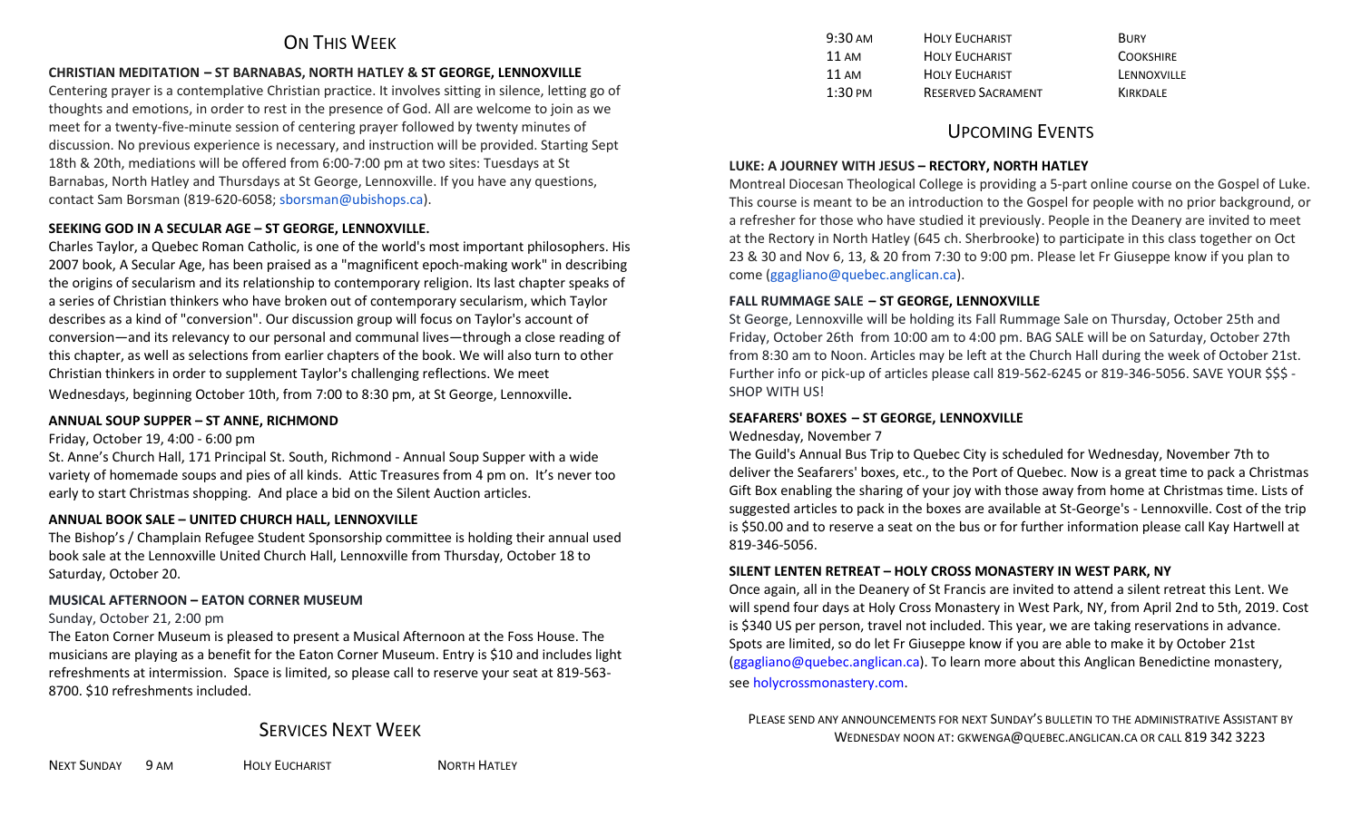## On This Week

### CHRISTIAN MEDITATION – ST BARNABAS, NORTH HATLEY & ST GEORGE, LENNOXVILLE

Centering prayer is a contemplative Christian practice. It involves sitting in silence, letting go of thoughts and emotions, in order to rest in the presence of God. All are welcome to join as we meet for a twenty-five-minute session of centering prayer followed by twenty minutes of discussion. No previous experience is necessary, and instruction will be provided. Starting Sept 18th & 20th, mediations will be offered from 6:00-7:00 pm at two sites: Tuesdays at St Barnabas, North Hatley and Thursdays at St George, Lennoxville. If you have any questions, contact Sam Borsman (819-620-6058; sborsman@ubishops.ca).

### SEEKING GOD IN A SECULAR AGE – ST GEORGE, LENNOXVILLE.

Charles Taylor, a Quebec Roman Catholic, is one of the world's most important philosophers. His 2007 book, A Secular Age, has been praised as a "magnificent epoch-making work" in describing the origins of secularism and its relationship to contemporary religion. Its last chapter speaks of a series of Christian thinkers who have broken out of contemporary secularism, which Taylor describes as a kind of "conversion". Our discussion group will focus on Taylor's account of conversion—and its relevancy to our personal and communal lives—through a close reading of this chapter, as well as selections from earlier chapters of the book. We will also turn to other Christian thinkers in order to supplement Taylor's challenging reflections. We meet Wednesdays, beginning October 10th, from 7:00 to 8:30 pm, at St George, Lennoxville.

### ANNUAL SOUP SUPPER – ST ANNE, RICHMOND

Friday, October 19, 4:00 - 6:00 pm

St. Anne's Church Hall, 171 Principal St. South, Richmond - Annual Soup Supper with a wide variety of homemade soups and pies of all kinds. Attic Treasures from 4 pm on. It's never too early to start Christmas shopping. And place a bid on the Silent Auction articles.

### ANNUAL BOOK SALE – UNITED CHURCH HALL, LENNOXVILLE

The Bishop's / Champlain Refugee Student Sponsorship committee is holding their annual used book sale at the Lennoxville United Church Hall, Lennoxville from Thursday, October 18 to Saturday, October 20.

### MUSICAL AFTERNOON – EATON CORNER MUSEUM

Sunday, October 21, 2:00 pm

The Eaton Corner Museum is pleased to present a Musical Afternoon at the Foss House. The musicians are playing as a benefit for the Eaton Corner Museum. Entry is $10 and includes light refreshments at intermission. Space is limited, so please call to reserve your seat at 819-563-8700. $10 refreshments included.

## Services Next Week

| | | | |
|---|---|---|---|
| Next Sunday | 9 am | Holy Eucharist | North Hatley |
| | 9:30 am | Holy Eucharist | Bury |
| | 11 am | Holy Eucharist | Cookshire |
| | 11 am | Holy Eucharist | Lennoxville |
| | 1:30 pm | Reserved Sacrament | Kirkdale |

## Upcoming Events

### LUKE: A JOURNEY WITH JESUS – RECTORY, NORTH HATLEY

Montreal Diocesan Theological College is providing a 5-part online course on the Gospel of Luke. This course is meant to be an introduction to the Gospel for people with no prior background, or a refresher for those who have studied it previously. People in the Deanery are invited to meet at the Rectory in North Hatley (645 ch. Sherbrooke) to participate in this class together on Oct 23 & 30 and Nov 6, 13, & 20 from 7:30 to 9:00 pm. Please let Fr Giuseppe know if you plan to come (ggagliano@quebec.anglican.ca).

### FALL RUMMAGE SALE – ST GEORGE, LENNOXVILLE

St George, Lennoxville will be holding its Fall Rummage Sale on Thursday, October 25th and Friday, October 26th from 10:00 am to 4:00 pm. BAG SALE will be on Saturday, October 27th from 8:30 am to Noon. Articles may be left at the Church Hall during the week of October 21st. Further info or pick-up of articles please call 819-562-6245 or 819-346-5056. SAVE YOUR $$$ - SHOP WITH US!

### SEAFARERS' BOXES – ST GEORGE, LENNOXVILLE

Wednesday, November 7

The Guild's Annual Bus Trip to Quebec City is scheduled for Wednesday, November 7th to deliver the Seafarers' boxes, etc., to the Port of Quebec. Now is a great time to pack a Christmas Gift Box enabling the sharing of your joy with those away from home at Christmas time. Lists of suggested articles to pack in the boxes are available at St-George's - Lennoxville. Cost of the trip is $50.00 and to reserve a seat on the bus or for further information please call Kay Hartwell at 819-346-5056.

### SILENT LENTEN RETREAT – HOLY CROSS MONASTERY IN WEST PARK, NY

Once again, all in the Deanery of St Francis are invited to attend a silent retreat this Lent. We will spend four days at Holy Cross Monastery in West Park, NY, from April 2nd to 5th, 2019. Cost is $340 US per person, travel not included. This year, we are taking reservations in advance. Spots are limited, so do let Fr Giuseppe know if you are able to make it by October 21st (ggagliano@quebec.anglican.ca). To learn more about this Anglican Benedictine monastery, see holycrossmonastery.com.

Please send any announcements for next Sunday's bulletin to the administrative Assistant by Wednesday noon at: gkwenga@quebec.anglican.ca or call 819 342 3223